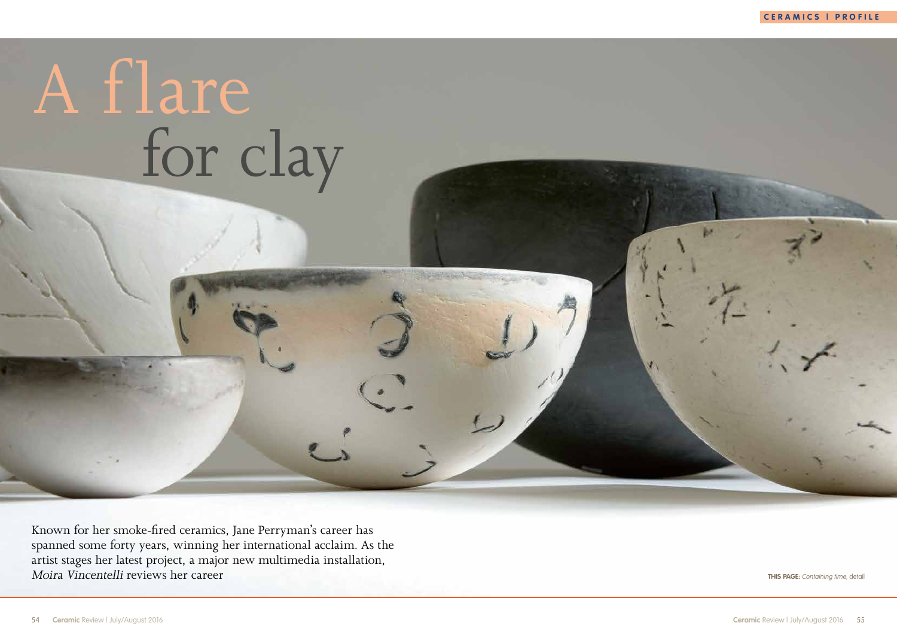# A flare for clay

Known for her smoke-fired ceramics, Jane Perryman's career has spanned some forty years, winning her international acclaim. As the artist stages her latest project, a major new multimedia installation, *Moira Vincentelli* reviews her career

**THIS PAGE:** *Containing time*, detail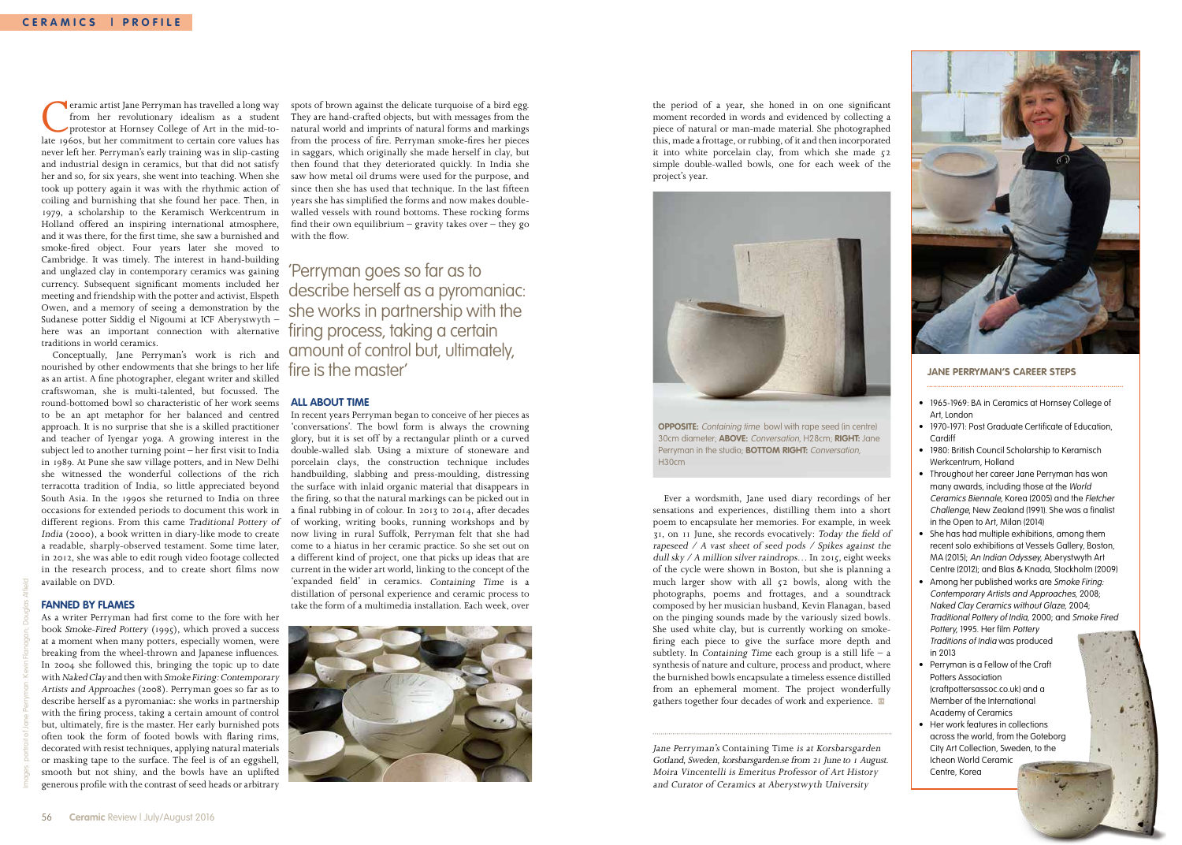Ceramic artist Jane Perryman has travelled a long way from her revolutionary idealism as a student protestor at Hornsey College of Art in the mid-to-late 1960s, but her commitment to certain core values has never left her. Perryman's early training was in slip-casting and industrial design in ceramics, but that did not satisfy her and so, for six years, she went into teaching. When she took up pottery again it was with the rhythmic action of coiling and burnishing that she found her pace. Then, in 1979, a scholarship to the Keramisch Werkcentrum in Holland offered an inspiring international atmosphere, and it was there, for the first time, she saw a burnished and smoke-fired object. Four years later she moved to Cambridge. It was timely. The interest in hand-building and unglazed clay in contemporary ceramics was gaining currency. Subsequent significant moments included her meeting and friendship with the potter and activist, Elspeth Owen, and a memory of seeing a demonstration by the Sudanese potter Siddig el Nigoumi at ICF Aberystwyth – here was an important connection with alternative traditions in world ceramics.

Conceptually, Jane Perryman's work is rich and nourished by other endowments that she brings to her life as an artist. A fine photographer, elegant writer and skilled craftswoman, she is multi-talented, but focussed. The round-bottomed bowl so characteristic of her work seems to be an apt metaphor for her balanced and centred approach. It is no surprise that she is a skilled practitioner and teacher of Iyengar yoga. A growing interest in the subject led to another turning point – her first visit to India in 1989. At Pune she saw village potters, and in New Delhi she witnessed the wonderful collections of the rich terracotta tradition of India, so little appreciated beyond South Asia. In the 1990s she returned to India on three occasions for extended periods to document this work in different regions. From this came *Traditional Pottery of India* (2000), a book written in diary-like mode to create a readable, sharply-observed testament. Some time later, in 2012, she was able to edit rough video footage collected in the research process, and to create short films now available on DVD.

## FANNED BY FLAMES

As a writer Perryman had first come to the fore with her book *Smoke-Fired Pottery* (1995), which proved a success at a moment when many potters, especially women, were breaking from the wheel-thrown and Japanese influences. In 2004 she followed this, bringing the topic up to date with *Naked Clay* and then with *Smoke Firing: Contemporary Artists and Approaches* (2008). Perryman goes so far as to describe herself as a pyromaniac: she works in partnership with the firing process, taking a certain amount of control but, ultimately, fire is the master. Her early burnished pots often took the form of footed bowls with flaring rims, decorated with resist techniques, applying natural materials or masking tape to the surface. The feel is of an eggshell, smooth but not shiny, and the bowls have an uplifted generous profile with the contrast of seed heads or arbitrary spots of brown against the delicate turquoise of a bird egg. They are hand-crafted objects, but with messages from the natural world and imprints of natural forms and markings from the process of fire. Perryman smoke-fires her pieces in saggars, which originally she made herself in clay, but then found that they deteriorated quickly. In India she saw how metal oil drums were used for the purpose, and since then she has used that technique. In the last fifteen years she has simplified the forms and now makes double-walled vessels with round bottoms. These rocking forms find their own equilibrium – gravity takes over – they go with the flow.

'Perryman goes so far as to describe herself as a pyromaniac: she works in partnership with the firing process, taking a certain amount of control but, ultimately, fire is the master'

## ALL ABOUT TIME

In recent years Perryman began to conceive of her pieces as 'conversations'. The bowl form is always the crowning glory, but it is set off by a rectangular plinth or a curved double-walled slab. Using a mixture of stoneware and porcelain clays, the construction technique includes handbuilding, slabbing and press-moulding, distressing the surface with inlaid organic material that disappears in the firing, so that the natural markings can be picked out in a final rubbing in of colour. In 2013 to 2014, after decades of working, writing books, running workshops and by now living in rural Suffolk, Perryman felt that she had come to a hiatus in her ceramic practice. So she set out on a different kind of project, one that picks up ideas that are current in the wider art world, linking to the concept of the 'expanded field' in ceramics. *Containing Time* is a distillation of personal experience and ceramic process to take the form of a multimedia installation. Each week, over the period of a year, she honed in on one significant moment recorded in words and evidenced by collecting a piece of natural or man-made material. She photographed this, made a frottage, or rubbing, of it and then incorporated it into white porcelain clay, from which she made 52 simple double-walled bowls, one for each week of the project's year.

**OPPOSITE:** *Containing time* bowl with rape seed (in centre) 30cm diameter; **ABOVE:** *Conversation*, H28cm; **RIGHT:** Jane Perryman in the studio; **BOTTOM RIGHT:** *Conversation*, H30cm

Ever a wordsmith, Jane used diary recordings of her sensations and experiences, distilling them into a short poem to encapsulate her memories. For example, in week 31, on 11 June, she records evocatively: *Today the field of rapeseed / A vast sheet of seed pods / Spikes against the dull sky / A million silver raindrops*... In 2015, eight weeks of the cycle were shown in Boston, but she is planning a much larger show with all 52 bowls, along with the photographs, poems and frottages, and a soundtrack composed by her musician husband, Kevin Flanagan, based on the pinging sounds made by the variously sized bowls. She used white clay, but is currently working on smoke-firing each piece to give the surface more depth and subtlety. In *Containing Time* each group is a still life – a synthesis of nature and culture, process and product, where the burnished bowls encapsulate a timeless essence distilled from an ephemeral moment. The project wonderfully gathers together four decades of work and experience.

*Jane Perryman's* Containing Time *is at Korsbarsgarden Gotland, Sweden, korsbarsgarden.se from 21 June to 1 August. Moira Vincentelli is Emeritus Professor of Art History and Curator of Ceramics at Aberystwyth University*

### JANE PERRYMAN'S CAREER STEPS

- 1965-1969: BA in Ceramics at Hornsey College of Art, London
- 1970-1971: Post Graduate Certificate of Education, Cardiff
- 1980: British Council Scholarship to Keramisch Werkcentrum, Holland
- Throughout her career Jane Perryman has won many awards, including those at the *World Ceramics Biennale*, Korea (2005) and the *Fletcher Challenge*, New Zealand (1991). She was a finalist in the Open to Art, Milan (2014)
- She has had multiple exhibitions, among them recent solo exhibitions at Vessels Gallery, Boston, MA (2015); *An Indian Odyssey*, Aberystwyth Art Centre (2012); and Blas & Knada, Stockholm (2009)
- Among her published works are *Smoke Firing: Contemporary Artists and Approaches*, 2008; *Naked Clay Ceramics without Glaze*, 2004; *Traditional Pottery of India*, 2000; and *Smoke Fired Pottery*, 1995. Her film *Pottery Traditions of India* was produced in 2013
- Perryman is a Fellow of the Craft Potters Association (craftpottersassoc.co.uk) and a Member of the International Academy of Ceramics
- Her work features in collections across the world, from the Goteborg City Art Collection, Sweden, to the Icheon World Ceramic Centre, Korea

Images: portrait of Jane Perryman: Kevin Flanagan, Douglas Atfield